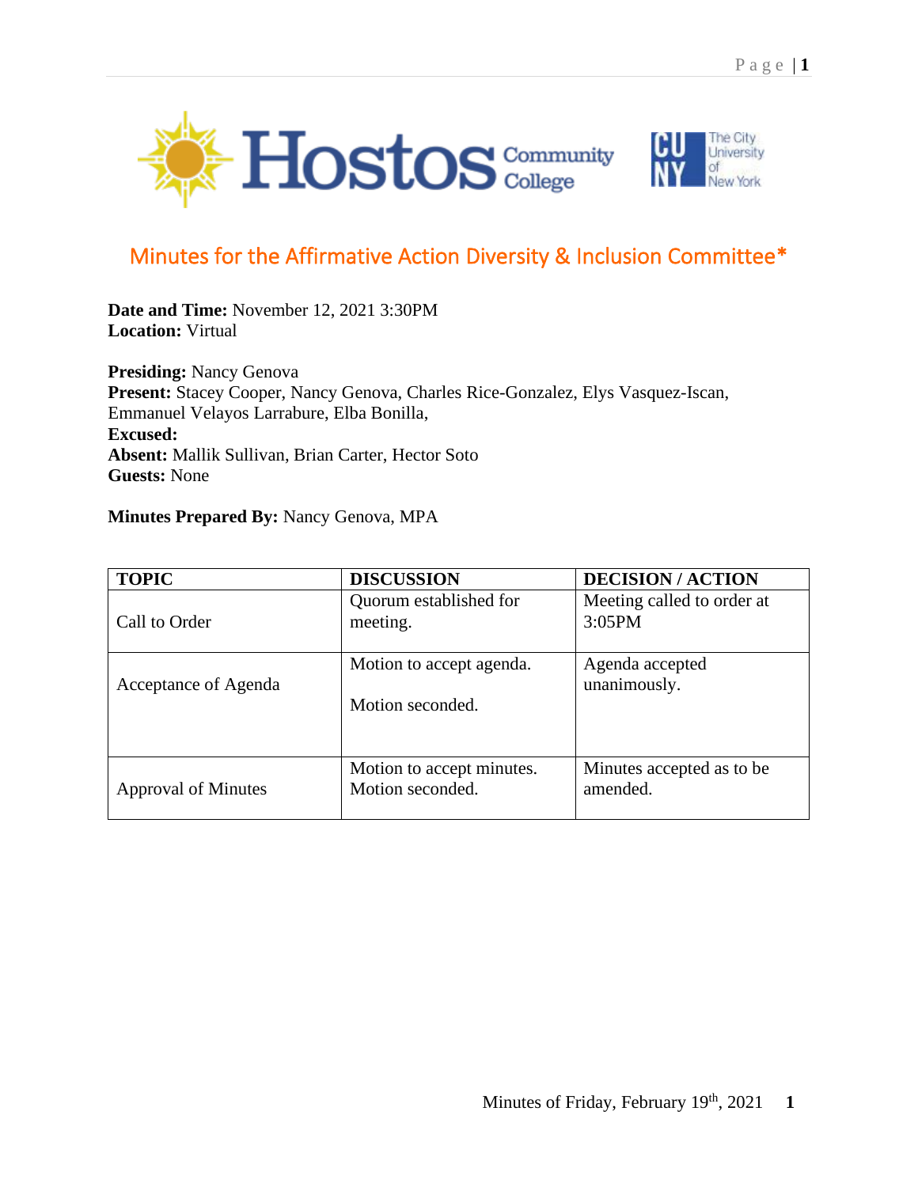# Minutes for the Affirmative Action Diversity & Inclusion Committee*

**Date and Time:** November 12, 2021 3:30PM
**Location:** Virtual

**Presiding:** Nancy Genova
**Present:** Stacey Cooper, Nancy Genova, Charles Rice-Gonzalez, Elys Vasquez-Iscan, Emmanuel Velayos Larrabure, Elba Bonilla,
**Excused:**
**Absent:** Mallik Sullivan, Brian Carter, Hector Soto
**Guests:** None

**Minutes Prepared By:** Nancy Genova, MPA

| TOPIC | DISCUSSION | DECISION / ACTION |
|---|---|---|
| Call to Order | Quorum established for meeting. | Meeting called to order at 3:05PM |
| Acceptance of Agenda | Motion to accept agenda.<br><br>Motion seconded. | Agenda accepted unanimously. |
| Approval of Minutes | Motion to accept minutes. Motion seconded. | Minutes accepted as to be amended. |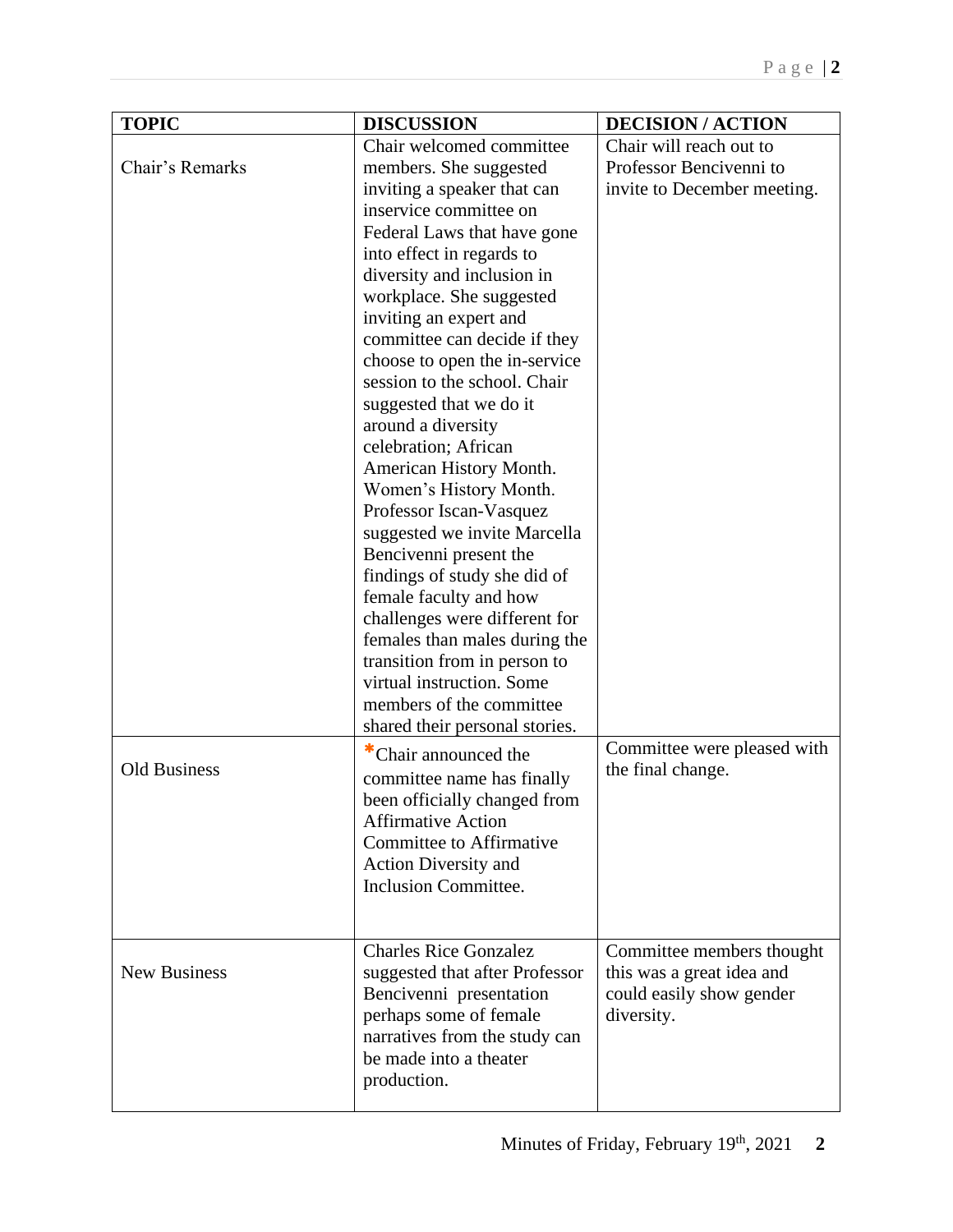| TOPIC | DISCUSSION | DECISION / ACTION |
| --- | --- | --- |
| Chair's Remarks | Chair welcomed committee members. She suggested inviting a speaker that can inservice committee on Federal Laws that have gone into effect in regards to diversity and inclusion in workplace. She suggested inviting an expert and committee can decide if they choose to open the in-service session to the school. Chair suggested that we do it around a diversity celebration; African American History Month. Women's History Month. Professor Iscan-Vasquez suggested we invite Marcella Bencivenni present the findings of study she did of female faculty and how challenges were different for females than males during the transition from in person to virtual instruction. Some members of the committee shared their personal stories. | Chair will reach out to Professor Bencivenni to invite to December meeting. |
| Old Business | *Chair announced the committee name has finally been officially changed from Affirmative Action Committee to Affirmative Action Diversity and Inclusion Committee. | Committee were pleased with the final change. |
| New Business | Charles Rice Gonzalez suggested that after Professor Bencivenni presentation perhaps some of female narratives from the study can be made into a theater production. | Committee members thought this was a great idea and could easily show gender diversity. |

Minutes of Friday, February 19th, 2021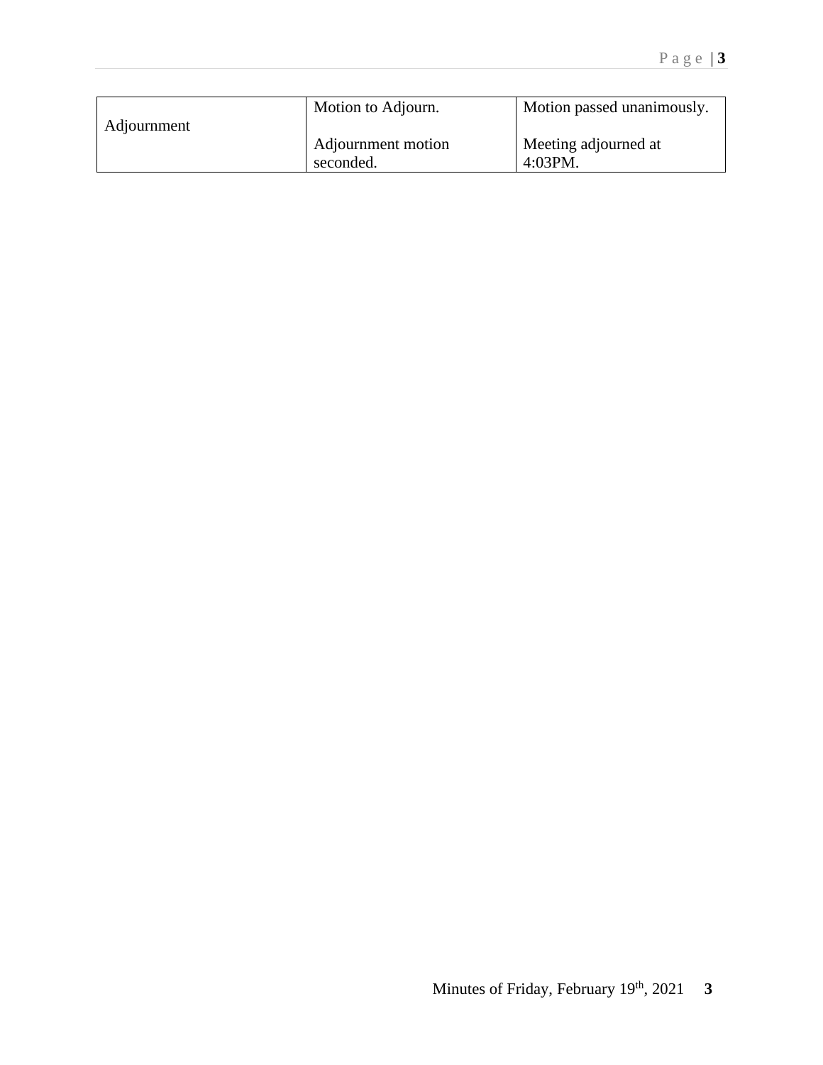| | | |
|---|---|---|
| Adjournment | Motion to Adjourn.<br><br>Adjournment motion seconded. | Motion passed unanimously.<br><br>Meeting adjourned at 4:03PM. |